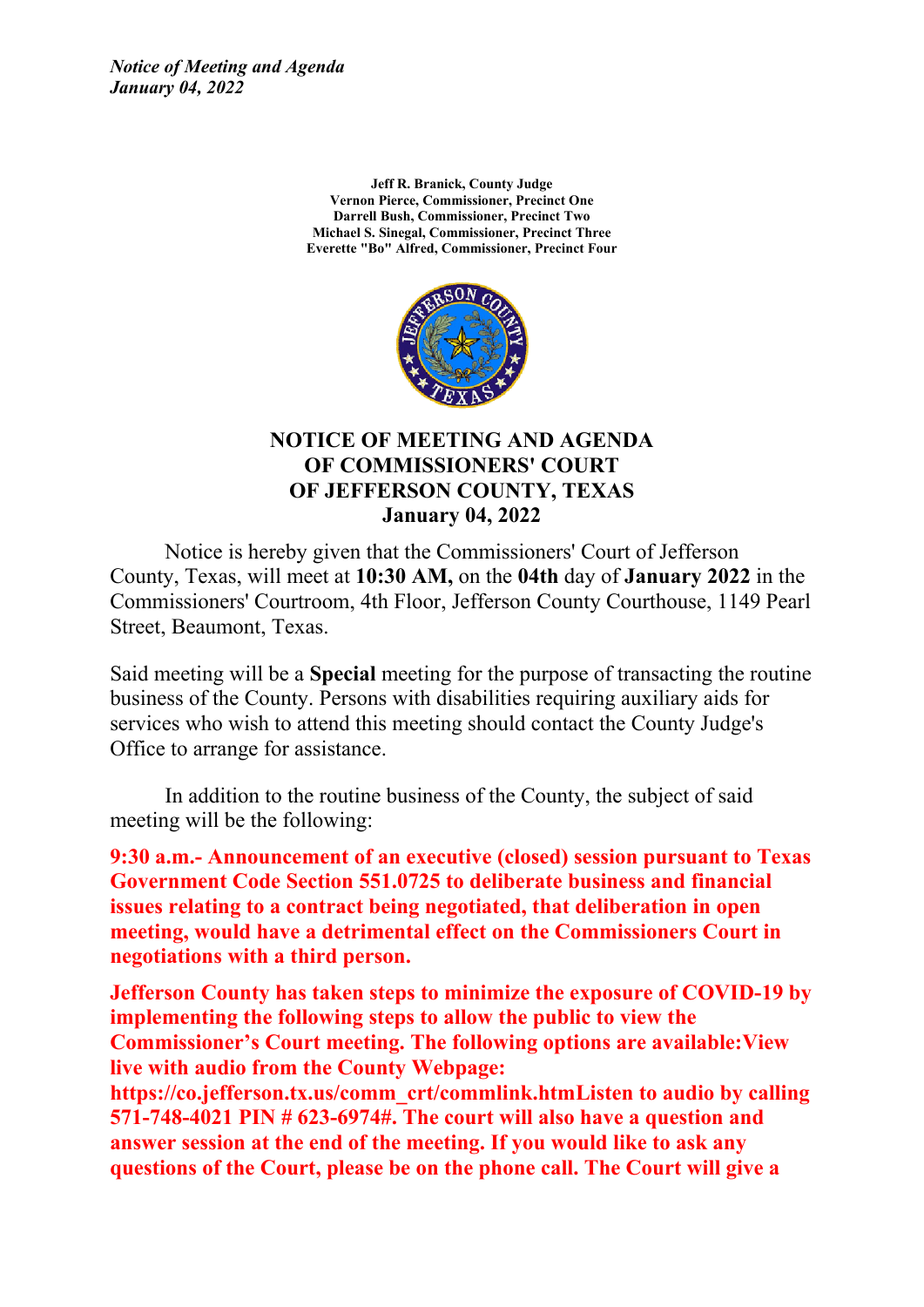*Notice of Meeting and Agenda*
*January 04, 2022*

**Jeff R. Branick, County Judge**
**Vernon Pierce, Commissioner, Precinct One**
**Darrell Bush, Commissioner, Precinct Two**
**Michael S. Sinegal, Commissioner, Precinct Three**
**Everette "Bo" Alfred, Commissioner, Precinct Four**

# NOTICE OF MEETING AND AGENDA OF COMMISSIONERS' COURT OF JEFFERSON COUNTY, TEXAS January 04, 2022

Notice is hereby given that the Commissioners' Court of Jefferson County, Texas, will meet at **10:30 AM,** on the **04th** day of **January 2022** in the Commissioners' Courtroom, 4th Floor, Jefferson County Courthouse, 1149 Pearl Street, Beaumont, Texas.

Said meeting will be a **Special** meeting for the purpose of transacting the routine business of the County. Persons with disabilities requiring auxiliary aids for services who wish to attend this meeting should contact the County Judge's Office to arrange for assistance.

In addition to the routine business of the County, the subject of said meeting will be the following:

**9:30 a.m.- Announcement of an executive (closed) session pursuant to Texas Government Code Section 551.0725 to deliberate business and financial issues relating to a contract being negotiated, that deliberation in open meeting, would have a detrimental effect on the Commissioners Court in negotiations with a third person.**

**Jefferson County has taken steps to minimize the exposure of COVID-19 by implementing the following steps to allow the public to view the Commissioner's Court meeting. The following options are available:View live with audio from the County Webpage: https://co.jefferson.tx.us/comm_crt/commlink.htmListen to audio by calling 571-748-4021 PIN # 623-6974#. The court will also have a question and answer session at the end of the meeting. If you would like to ask any questions of the Court, please be on the phone call. The Court will give a**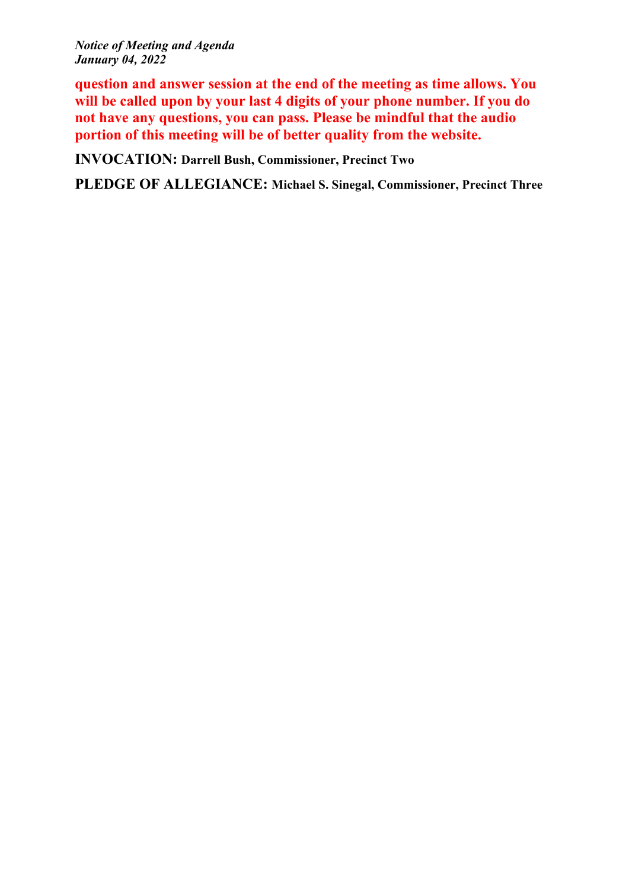**question and answer session at the end of the meeting as time allows. You will be called upon by your last 4 digits of your phone number. If you do not have any questions, you can pass. Please be mindful that the audio portion of this meeting will be of better quality from the website.**

**INVOCATION:** **Darrell Bush, Commissioner, Precinct Two**

**PLEDGE OF ALLEGIANCE:** **Michael S. Sinegal, Commissioner, Precinct Three**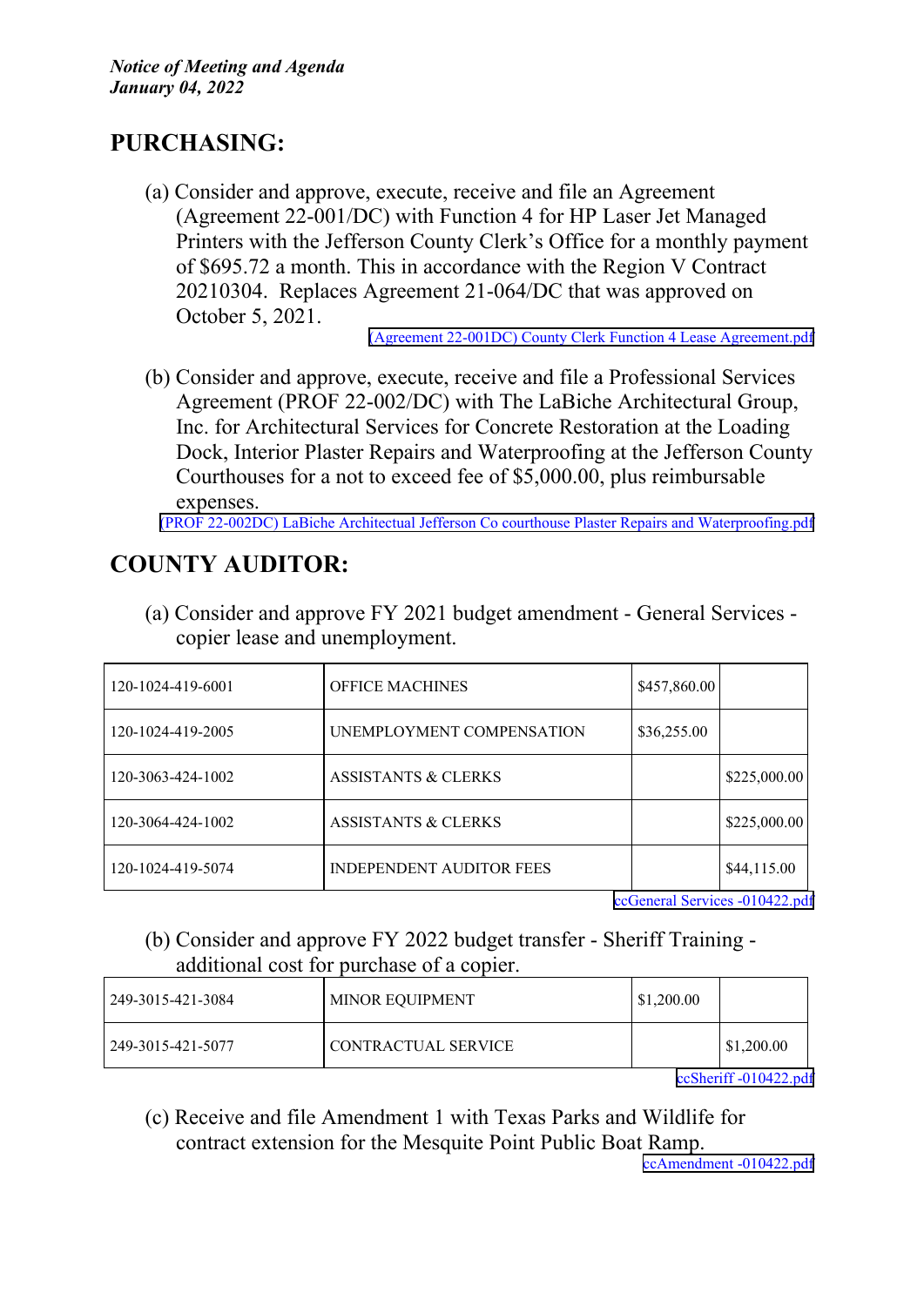*Notice of Meeting and Agenda*
***January 04, 2022***

## PURCHASING:

(a) Consider and approve, execute, receive and file an Agreement (Agreement 22-001/DC) with Function 4 for HP Laser Jet Managed Printers with the Jefferson County Clerk's Office for a monthly payment of $695.72 a month. This in accordance with the Region V Contract 20210304. Replaces Agreement 21-064/DC that was approved on October 5, 2021.

(Agreement 22-001DC) County Clerk Function 4 Lease Agreement.pdf

(b) Consider and approve, execute, receive and file a Professional Services Agreement (PROF 22-002/DC) with The LaBiche Architectural Group, Inc. for Architectural Services for Concrete Restoration at the Loading Dock, Interior Plaster Repairs and Waterproofing at the Jefferson County Courthouses for a not to exceed fee of $5,000.00, plus reimbursable expenses.

(PROF 22-002DC) LaBiche Architectual Jefferson Co courthouse Plaster Repairs and Waterproofing.pdf

## COUNTY AUDITOR:

(a) Consider and approve FY 2021 budget amendment - General Services - copier lease and unemployment.

| | | | |
|---|---|---|---|
| 120-1024-419-6001 | OFFICE MACHINES | $457,860.00 | |
| 120-1024-419-2005 | UNEMPLOYMENT COMPENSATION | $36,255.00 | |
| 120-3063-424-1002 | ASSISTANTS & CLERKS | | $225,000.00 |
| 120-3064-424-1002 | ASSISTANTS & CLERKS | | $225,000.00 |
| 120-1024-419-5074 | INDEPENDENT AUDITOR FEES | | $44,115.00 |

ccGeneral Services -010422.pdf

(b) Consider and approve FY 2022 budget transfer - Sheriff Training - additional cost for purchase of a copier.

| | | | |
|---|---|---|---|
| 249-3015-421-3084 | MINOR EQUIPMENT | $1,200.00 | |
| 249-3015-421-5077 | CONTRACTUAL SERVICE | | $1,200.00 |

ccSheriff -010422.pdf

(c) Receive and file Amendment 1 with Texas Parks and Wildlife for contract extension for the Mesquite Point Public Boat Ramp.

ccAmendment -010422.pdf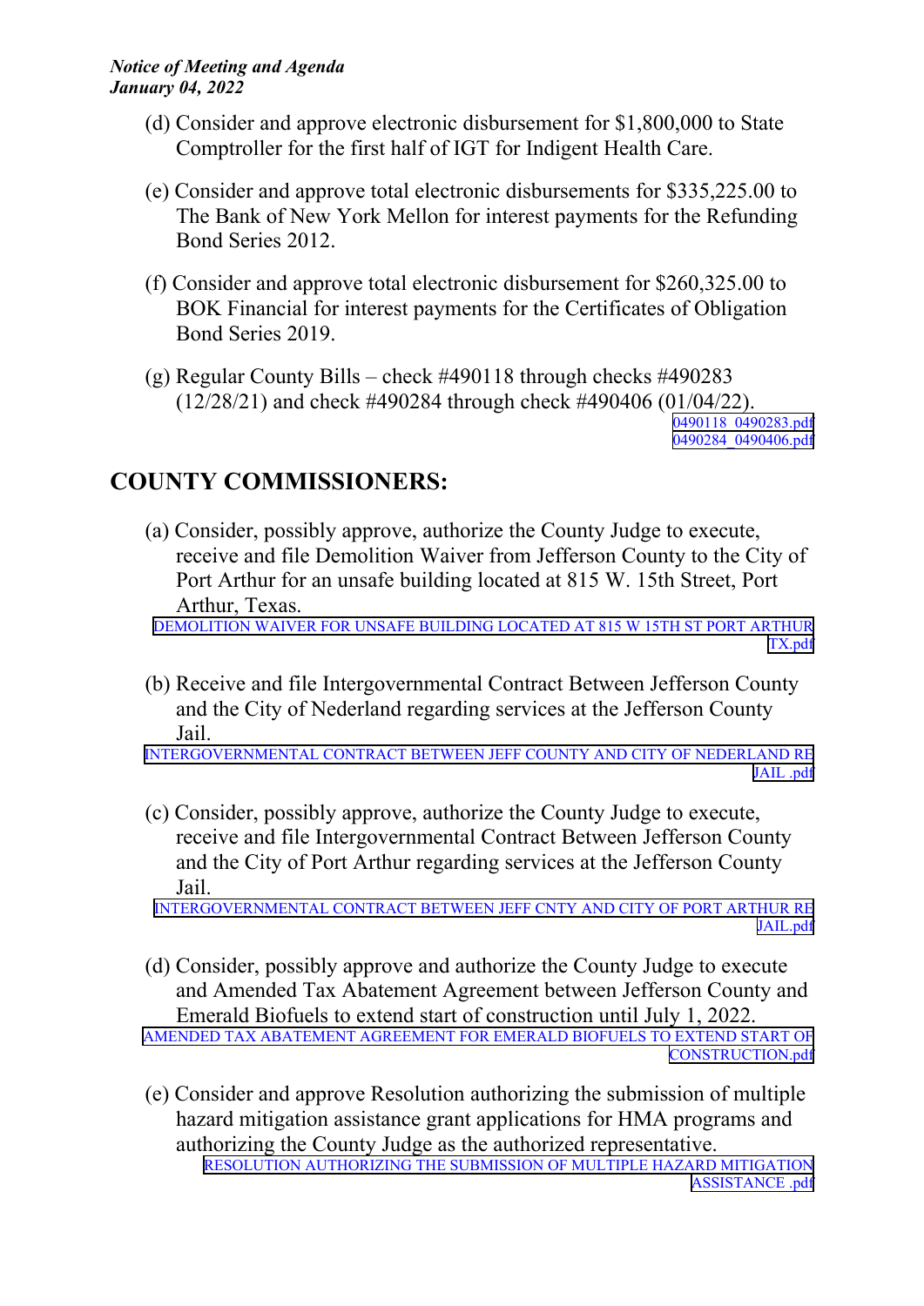(d) Consider and approve electronic disbursement for $1,800,000 to State Comptroller for the first half of IGT for Indigent Health Care.

(e) Consider and approve total electronic disbursements for $335,225.00 to The Bank of New York Mellon for interest payments for the Refunding Bond Series 2012.

(f) Consider and approve total electronic disbursement for $260,325.00 to BOK Financial for interest payments for the Certificates of Obligation Bond Series 2019.

(g) Regular County Bills – check #490118 through checks #490283 (12/28/21) and check #490284 through check #490406 (01/04/22).

0490118_0490283.pdf
0490284_0490406.pdf

## COUNTY COMMISSIONERS:

(a) Consider, possibly approve, authorize the County Judge to execute, receive and file Demolition Waiver from Jefferson County to the City of Port Arthur for an unsafe building located at 815 W. 15th Street, Port Arthur, Texas.

DEMOLITION WAIVER FOR UNSAFE BUILDING LOCATED AT 815 W 15TH ST PORT ARTHUR TX.pdf

(b) Receive and file Intergovernmental Contract Between Jefferson County and the City of Nederland regarding services at the Jefferson County Jail.

INTERGOVERNMENTAL CONTRACT BETWEEN JEFF COUNTY AND CITY OF NEDERLAND RE JAIL .pdf

(c) Consider, possibly approve, authorize the County Judge to execute, receive and file Intergovernmental Contract Between Jefferson County and the City of Port Arthur regarding services at the Jefferson County Jail.

INTERGOVERNMENTAL CONTRACT BETWEEN JEFF CNTY AND CITY OF PORT ARTHUR RE JAIL.pdf

(d) Consider, possibly approve and authorize the County Judge to execute and Amended Tax Abatement Agreement between Jefferson County and Emerald Biofuels to extend start of construction until July 1, 2022.

AMENDED TAX ABATEMENT AGREEMENT FOR EMERALD BIOFUELS TO EXTEND START OF CONSTRUCTION.pdf

(e) Consider and approve Resolution authorizing the submission of multiple hazard mitigation assistance grant applications for HMA programs and authorizing the County Judge as the authorized representative.

RESOLUTION AUTHORIZING THE SUBMISSION OF MULTIPLE HAZARD MITIGATION ASSISTANCE .pdf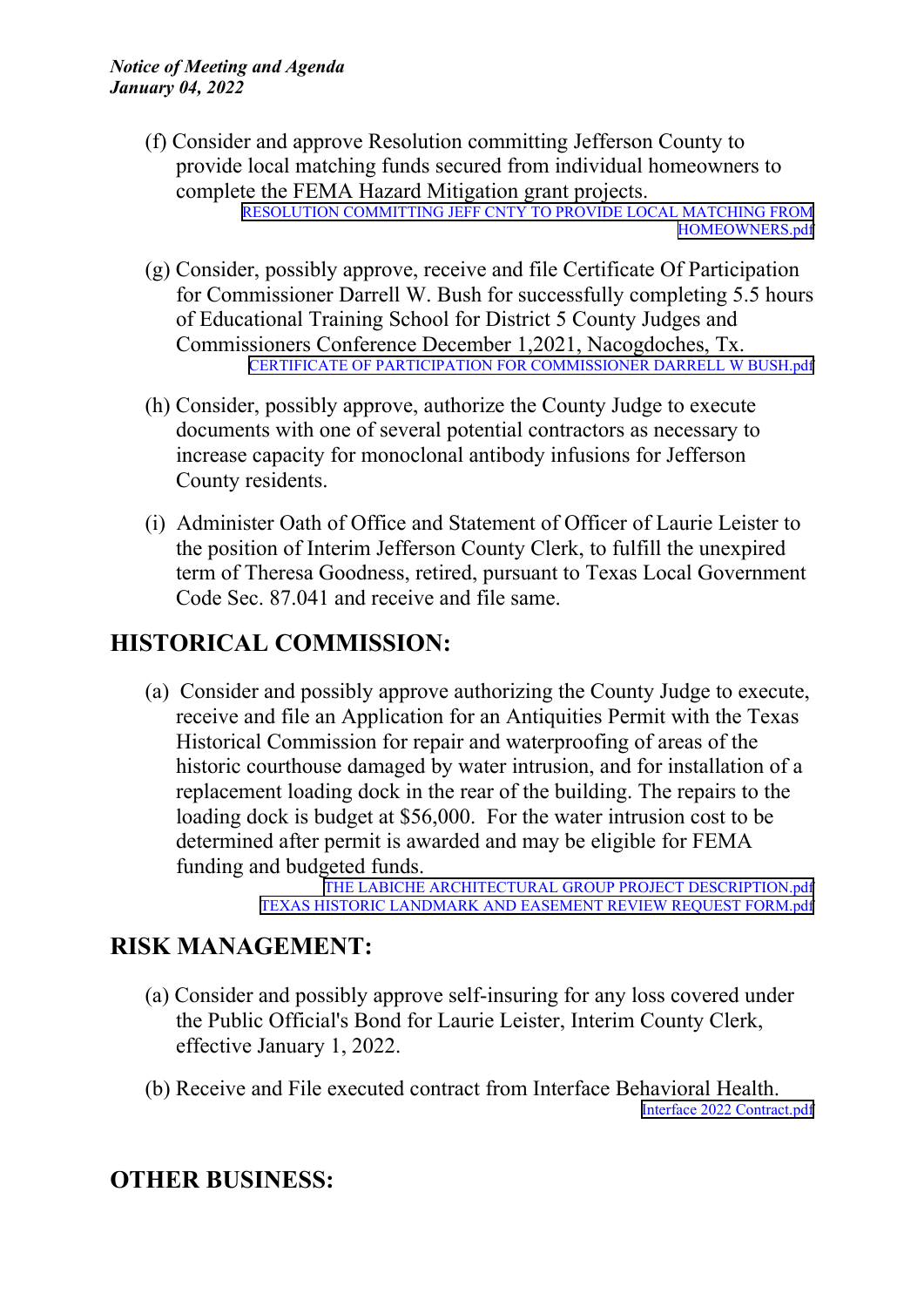(f) Consider and approve Resolution committing Jefferson County to provide local matching funds secured from individual homeowners to complete the FEMA Hazard Mitigation grant projects.
RESOLUTION COMMITTING JEFF CNTY TO PROVIDE LOCAL MATCHING FROM HOMEOWNERS.pdf

(g) Consider, possibly approve, receive and file Certificate Of Participation for Commissioner Darrell W. Bush for successfully completing 5.5 hours of Educational Training School for District 5 County Judges and Commissioners Conference December 1,2021, Nacogdoches, Tx.
CERTIFICATE OF PARTICIPATION FOR COMMISSIONER DARRELL W BUSH.pdf

(h) Consider, possibly approve, authorize the County Judge to execute documents with one of several potential contractors as necessary to increase capacity for monoclonal antibody infusions for Jefferson County residents.

(i) Administer Oath of Office and Statement of Officer of Laurie Leister to the position of Interim Jefferson County Clerk, to fulfill the unexpired term of Theresa Goodness, retired, pursuant to Texas Local Government Code Sec. 87.041 and receive and file same.

## HISTORICAL COMMISSION:

(a) Consider and possibly approve authorizing the County Judge to execute, receive and file an Application for an Antiquities Permit with the Texas Historical Commission for repair and waterproofing of areas of the historic courthouse damaged by water intrusion, and for installation of a replacement loading dock in the rear of the building. The repairs to the loading dock is budget at $56,000. For the water intrusion cost to be determined after permit is awarded and may be eligible for FEMA funding and budgeted funds.
THE LABICHE ARCHITECTURAL GROUP PROJECT DESCRIPTION.pdf
TEXAS HISTORIC LANDMARK AND EASEMENT REVIEW REQUEST FORM.pdf

## RISK MANAGEMENT:

(a) Consider and possibly approve self-insuring for any loss covered under the Public Official's Bond for Laurie Leister, Interim County Clerk, effective January 1, 2022.

(b) Receive and File executed contract from Interface Behavioral Health.
Interface 2022 Contract.pdf

## OTHER BUSINESS: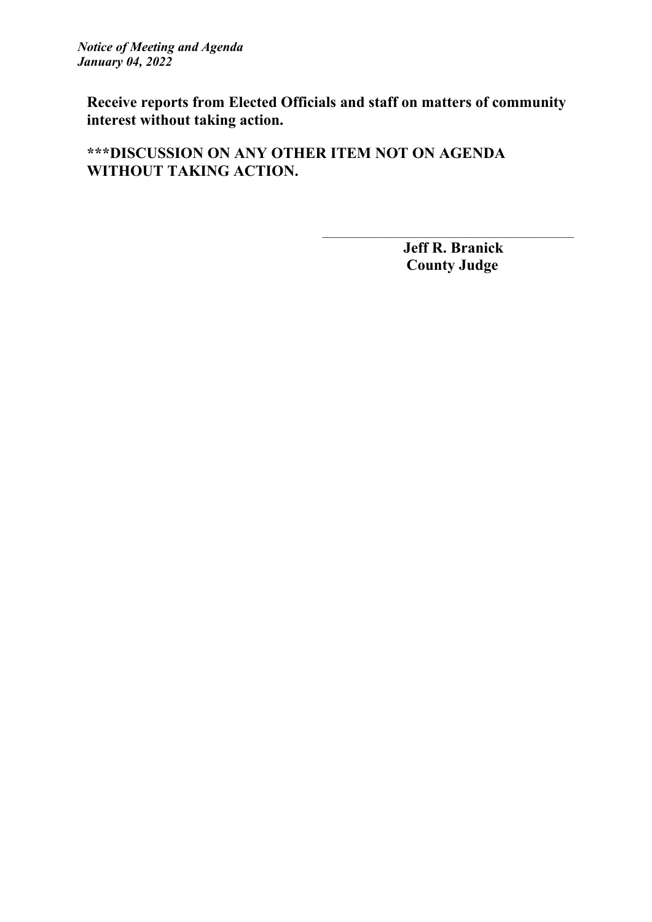**Receive reports from Elected Officials and staff on matters of community interest without taking action.**

**\*\*\*DISCUSSION ON ANY OTHER ITEM NOT ON AGENDA WITHOUT TAKING ACTION.**

\_\_\_\_\_\_\_\_\_\_\_\_\_\_\_\_\_\_\_\_\_\_\_\_\_\_\_\_\_\_\_\_\_\_\_\_

**Jeff R. Branick**
**County Judge**